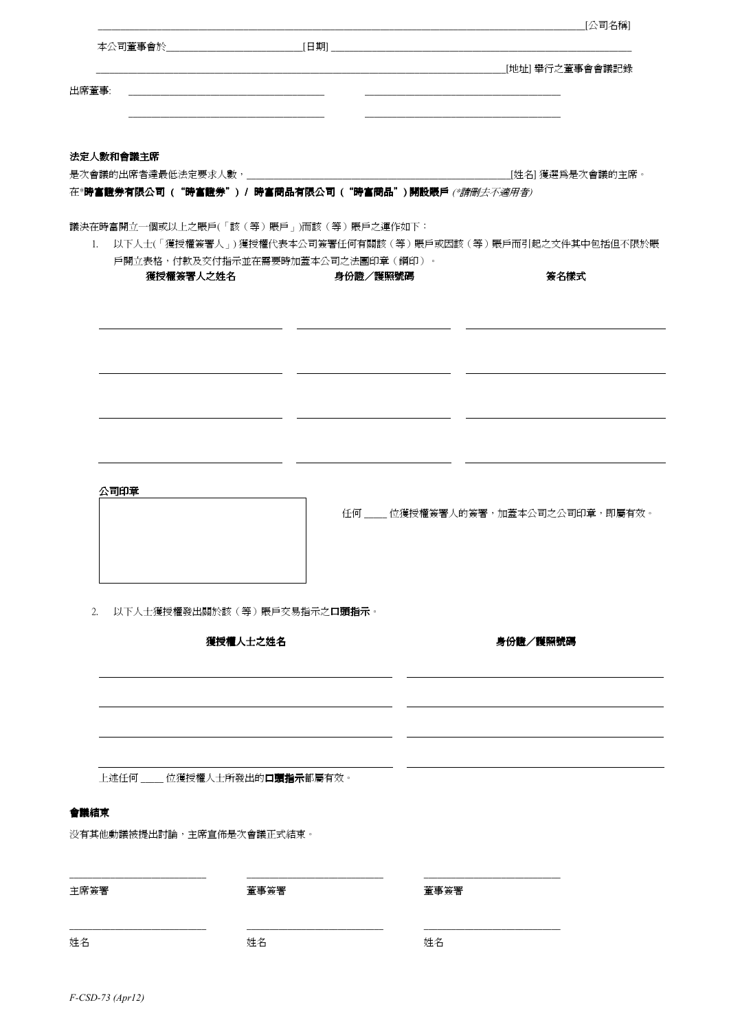\_\_\_\_\_\_\_\_\_\_\_\_\_\_\_\_\_\_\_\_\_\_\_\_\_\_\_\_\_\_\_\_\_\_\_\_\_\_\_\_\_\_\_\_\_\_\_\_\_\_\_\_\_\_\_\_\_\_\_\_\_\_\_\_\_\_\_\_\_\_\_\_\_\_\_\_\_\_[公司名稱]

本公司董事會於\_\_\_\_\_\_\_\_\_\_\_\_\_\_\_\_\_\_\_\_\_\_\_\_[日期] \_\_\_\_\_\_\_\_\_\_\_\_\_\_\_\_\_\_\_\_\_\_\_\_\_\_\_\_\_\_\_\_\_\_\_\_\_\_\_\_\_\_\_\_\_\_\_\_\_\_\_\_

\_\_\_\_\_\_\_\_\_\_\_\_\_\_\_\_\_\_\_\_\_\_\_\_\_\_\_\_\_\_\_\_\_\_\_\_\_\_\_\_\_\_\_\_\_\_\_\_\_\_\_\_\_\_\_\_\_\_\_\_\_\_\_\_\_\_\_\_\_\_\_[地址] 舉行之董事會會議記錄

出席董事: \_\_\_\_\_\_\_\_\_\_\_\_\_\_\_\_\_\_\_\_\_\_\_\_\_\_\_\_\_\_\_\_  \_\_\_\_\_\_\_\_\_\_\_\_\_\_\_\_\_\_\_\_\_\_\_\_\_\_\_\_\_\_\_\_

\_\_\_\_\_\_\_\_\_\_\_\_\_\_\_\_\_\_\_\_\_\_\_\_\_\_\_\_\_\_\_\_  \_\_\_\_\_\_\_\_\_\_\_\_\_\_\_\_\_\_\_\_\_\_\_\_\_\_\_\_\_\_\_\_

**法定人數和會議主席**

是次會議的出席者達最低法定要求人數，\_\_\_\_\_\_\_\_\_\_\_\_\_\_\_\_\_\_\_\_\_\_\_\_\_\_\_\_\_\_\_\_\_\_\_\_\_\_\_\_\_\_\_\_\_\_\_\_\_\_[姓名] 獲選爲是次會議的主席。

在***時富證券有限公司（"時富證券"）/ 時富商品有限公司（"時富商品"）開設賬戶** *(\*請刪去不適用者)*

議決在時富開立一個或以上之賬戶(「該（等）賬戶」)而該（等）賬戶之運作如下：

1. 以下人士(「獲授權簽署人」) 獲授權代表本公司簽署任何有關該（等）賬戶或因該（等）賬戶而引起之文件其中包括但不限於賬戶開立表格，付款及交付指示並在需要時加蓋本公司之法團印章（鋼印）。

| 獲授權簽署人之姓名 | 身份證／護照號碼 | 簽名樣式 |
|---|---|---|
| | | |
| | | |
| | | |
| | | |

**公司印章**

任何 \_\_\_\_\_ 位獲授權簽署人的簽署，加蓋本公司之公司印章，即屬有效。

2. 以下人士獲授權發出關於該（等）賬戶交易指示之**口頭指示**。

| 獲授權人士之姓名 | 身份證／護照號碼 |
|---|---|
| | |
| | |
| | |
| | |

上述任何 \_\_\_\_\_ 位獲授權人士所發出的**口頭指示**都屬有效。

**會議結束**

沒有其他動議被提出討論，主席宣佈是次會議正式結束。

| \_\_\_\_\_\_\_\_\_\_\_\_\_\_\_\_\_\_\_\_ | \_\_\_\_\_\_\_\_\_\_\_\_\_\_\_\_\_\_\_\_ | \_\_\_\_\_\_\_\_\_\_\_\_\_\_\_\_\_\_\_\_ |
|---|---|---|
| 主席簽署 | 董事簽署 | 董事簽署 |
| \_\_\_\_\_\_\_\_\_\_\_\_\_\_\_\_\_\_\_\_ | \_\_\_\_\_\_\_\_\_\_\_\_\_\_\_\_\_\_\_\_ | \_\_\_\_\_\_\_\_\_\_\_\_\_\_\_\_\_\_\_\_ |
| 姓名 | 姓名 | 姓名 |

*F-CSD-73 (Apr12)*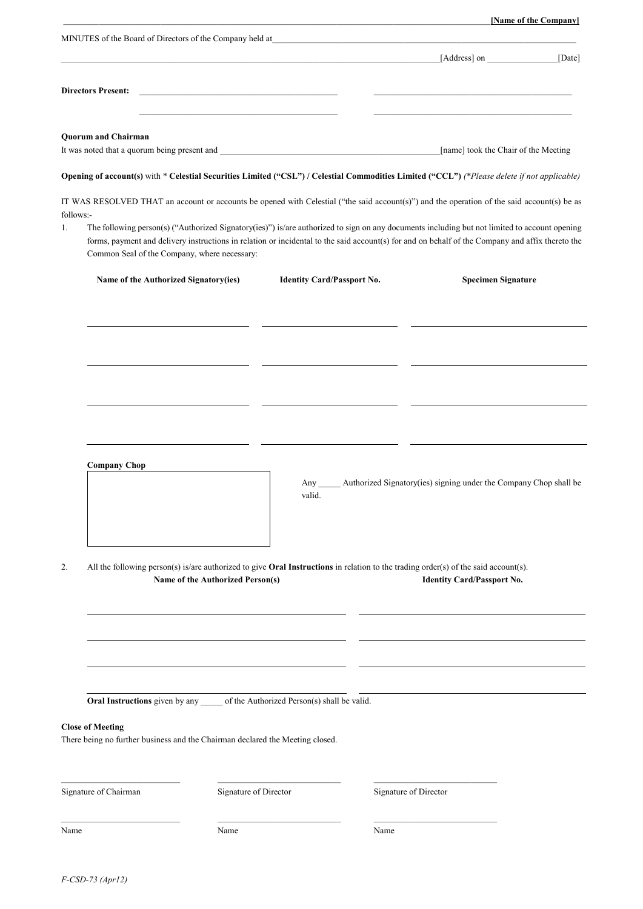\_\_\_\_\_\_\_\_\_\_\_\_\_\_\_\_\_\_\_\_\_\_\_\_\_\_\_\_\_\_\_\_\_\_\_\_\_\_\_\_ **[Name of the Company]**

MINUTES of the Board of Directors of the Company held at\_\_\_\_\_\_\_\_\_\_\_\_\_\_\_\_\_\_\_\_\_\_\_\_\_\_\_\_\_\_\_\_\_\_\_\_\_\_\_\_

\_\_\_\_\_\_\_\_\_\_\_\_\_\_\_\_\_\_\_\_\_\_\_\_\_\_\_\_\_\_\_\_\_\_\_\_\_\_\_\_[Address] on \_\_\_\_\_\_\_\_\_\_\_\_\_\_\_\_[Date]

**Directors Present:** \_\_\_\_\_\_\_\_\_\_\_\_\_\_\_\_\_\_\_\_\_\_\_\_ \_\_\_\_\_\_\_\_\_\_\_\_\_\_\_\_\_\_\_\_\_\_\_\_

\_\_\_\_\_\_\_\_\_\_\_\_\_\_\_\_\_\_\_\_\_\_\_\_ \_\_\_\_\_\_\_\_\_\_\_\_\_\_\_\_\_\_\_\_\_\_\_\_

**Quorum and Chairman**

It was noted that a quorum being present and \_\_\_\_\_\_\_\_\_\_\_\_\_\_\_\_\_\_\_\_\_\_\_\_\_\_\_\_\_\_\_\_\_\_[name] took the Chair of the Meeting

**Opening of account(s)** with * **Celestial Securities Limited ("CSL") / Celestial Commodities Limited ("CCL")** *(\*Please delete if not applicable)*

IT WAS RESOLVED THAT an account or accounts be opened with Celestial ("the said account(s)") and the operation of the said account(s) be as follows:-

1. The following person(s) ("Authorized Signatory(ies)") is/are authorized to sign on any documents including but not limited to account opening forms, payment and delivery instructions in relation or incidental to the said account(s) for and on behalf of the Company and affix thereto the Common Seal of the Company, where necessary:

| Name of the Authorized Signatory(ies) | Identity Card/Passport No. | Specimen Signature |
|---|---|---|
| | | |
| | | |
| | | |
| | | |

**Company Chop**

Any \_\_\_\_\_ Authorized Signatory(ies) signing under the Company Chop shall be valid.

2. All the following person(s) is/are authorized to give **Oral Instructions** in relation to the trading order(s) of the said account(s).

| Name of the Authorized Person(s) | Identity Card/Passport No. |
|---|---|
| | |
| | |
| | |
| | |

**Oral Instructions** given by any \_\_\_\_\_ of the Authorized Person(s) shall be valid.

**Close of Meeting**

There being no further business and the Chairman declared the Meeting closed.

| | | |
|---|---|---|
| \_\_\_\_\_\_\_\_\_\_\_\_\_\_\_\_\_\_\_\_ | \_\_\_\_\_\_\_\_\_\_\_\_\_\_\_\_\_\_\_\_ | \_\_\_\_\_\_\_\_\_\_\_\_\_\_\_\_\_\_\_\_ |
| Signature of Chairman | Signature of Director | Signature of Director |
| \_\_\_\_\_\_\_\_\_\_\_\_\_\_\_\_\_\_\_\_ | \_\_\_\_\_\_\_\_\_\_\_\_\_\_\_\_\_\_\_\_ | \_\_\_\_\_\_\_\_\_\_\_\_\_\_\_\_\_\_\_\_ |
| Name | Name | Name |

*F-CSD-73 (Apr12)*